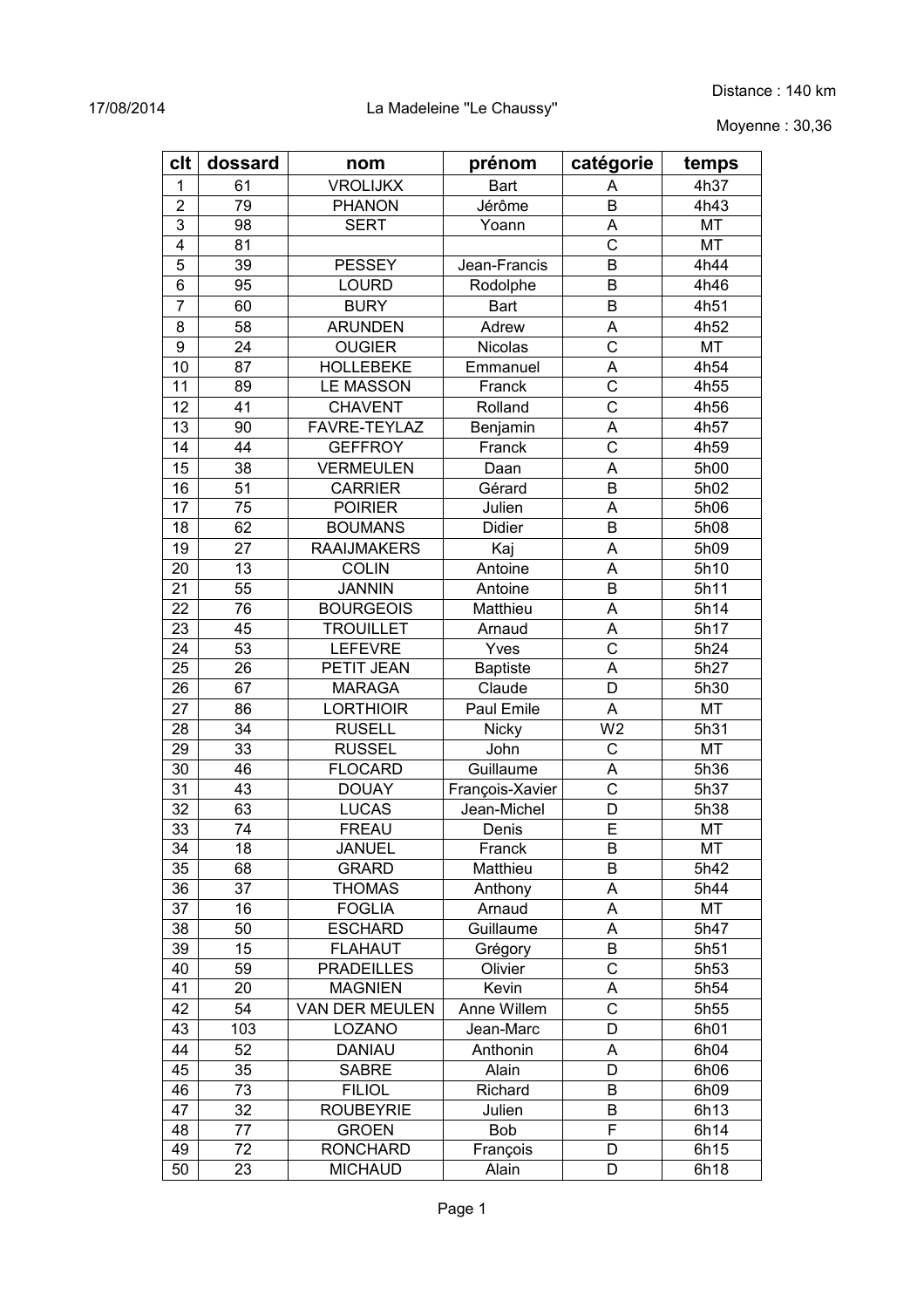17/08/2014

La Madeleine "Le Chaussy"

Distance : 140 km

Moyenne : 30,36

| clt | dossard | nom | prénom | catégorie | temps |
|---|---|---|---|---|---|
| 1 | 61 | VROLIJKX | Bart | A | 4h37 |
| 2 | 79 | PHANON | Jérôme | B | 4h43 |
| 3 | 98 | SERT | Yoann | A | MT |
| 4 | 81 | | | C | MT |
| 5 | 39 | PESSEY | Jean-Francis | B | 4h44 |
| 6 | 95 | LOURD | Rodolphe | B | 4h46 |
| 7 | 60 | BURY | Bart | B | 4h51 |
| 8 | 58 | ARUNDEN | Adrew | A | 4h52 |
| 9 | 24 | OUGIER | Nicolas | C | MT |
| 10 | 87 | HOLLEBEKE | Emmanuel | A | 4h54 |
| 11 | 89 | LE MASSON | Franck | C | 4h55 |
| 12 | 41 | CHAVENT | Rolland | C | 4h56 |
| 13 | 90 | FAVRE-TEYLAZ | Benjamin | A | 4h57 |
| 14 | 44 | GEFFROY | Franck | C | 4h59 |
| 15 | 38 | VERMEULEN | Daan | A | 5h00 |
| 16 | 51 | CARRIER | Gérard | B | 5h02 |
| 17 | 75 | POIRIER | Julien | A | 5h06 |
| 18 | 62 | BOUMANS | Didier | B | 5h08 |
| 19 | 27 | RAAIJMAKERS | Kaj | A | 5h09 |
| 20 | 13 | COLIN | Antoine | A | 5h10 |
| 21 | 55 | JANNIN | Antoine | B | 5h11 |
| 22 | 76 | BOURGEOIS | Matthieu | A | 5h14 |
| 23 | 45 | TROUILLET | Arnaud | A | 5h17 |
| 24 | 53 | LEFEVRE | Yves | C | 5h24 |
| 25 | 26 | PETIT JEAN | Baptiste | A | 5h27 |
| 26 | 67 | MARAGA | Claude | D | 5h30 |
| 27 | 86 | LORTHIOIR | Paul Emile | A | MT |
| 28 | 34 | RUSELL | Nicky | W2 | 5h31 |
| 29 | 33 | RUSSEL | John | C | MT |
| 30 | 46 | FLOCARD | Guillaume | A | 5h36 |
| 31 | 43 | DOUAY | François-Xavier | C | 5h37 |
| 32 | 63 | LUCAS | Jean-Michel | D | 5h38 |
| 33 | 74 | FREAU | Denis | E | MT |
| 34 | 18 | JANUEL | Franck | B | MT |
| 35 | 68 | GRARD | Matthieu | B | 5h42 |
| 36 | 37 | THOMAS | Anthony | A | 5h44 |
| 37 | 16 | FOGLIA | Arnaud | A | MT |
| 38 | 50 | ESCHARD | Guillaume | A | 5h47 |
| 39 | 15 | FLAHAUT | Grégory | B | 5h51 |
| 40 | 59 | PRADEILLES | Olivier | C | 5h53 |
| 41 | 20 | MAGNIEN | Kevin | A | 5h54 |
| 42 | 54 | VAN DER MEULEN | Anne Willem | C | 5h55 |
| 43 | 103 | LOZANO | Jean-Marc | D | 6h01 |
| 44 | 52 | DANIAU | Anthonin | A | 6h04 |
| 45 | 35 | SABRE | Alain | D | 6h06 |
| 46 | 73 | FILIOL | Richard | B | 6h09 |
| 47 | 32 | ROUBEYRIE | Julien | B | 6h13 |
| 48 | 77 | GROEN | Bob | F | 6h14 |
| 49 | 72 | RONCHARD | François | D | 6h15 |
| 50 | 23 | MICHAUD | Alain | D | 6h18 |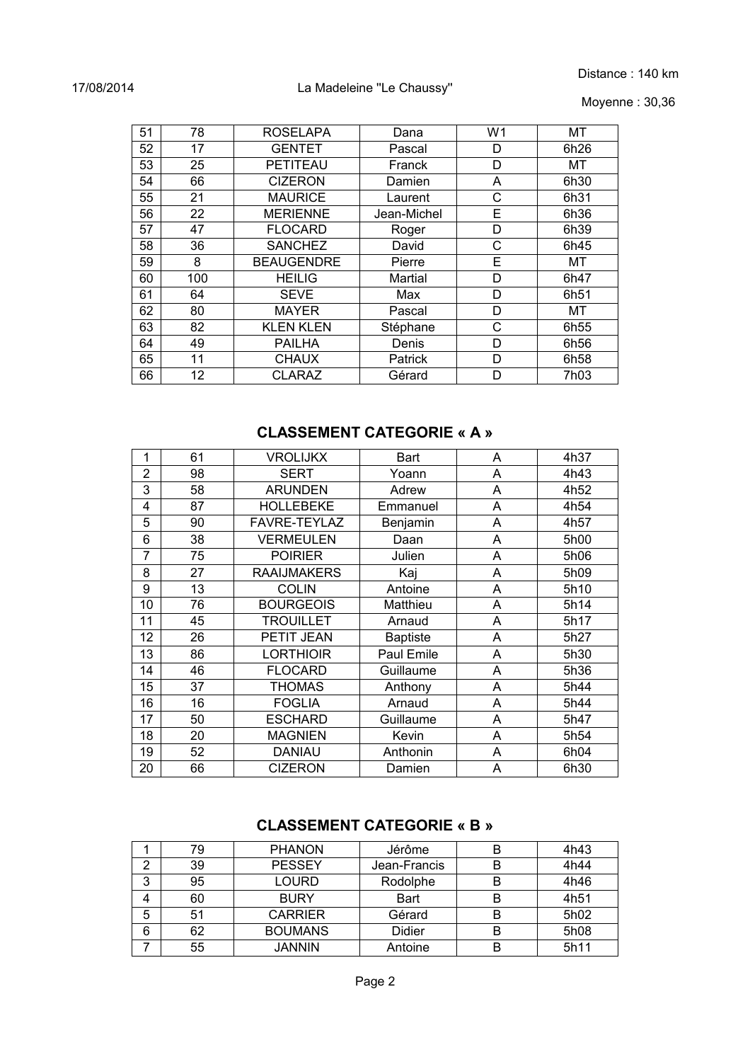17/08/2014 La Madeleine "Le Chaussy"

Distance : 140 km

Moyenne : 30,36

| | | | | | |
|---|---|---|---|---|---|
| 51 | 78 | ROSELAPA | Dana | W1 | MT |
| 52 | 17 | GENTET | Pascal | D | 6h26 |
| 53 | 25 | PETITEAU | Franck | D | MT |
| 54 | 66 | CIZERON | Damien | A | 6h30 |
| 55 | 21 | MAURICE | Laurent | C | 6h31 |
| 56 | 22 | MERIENNE | Jean-Michel | E | 6h36 |
| 57 | 47 | FLOCARD | Roger | D | 6h39 |
| 58 | 36 | SANCHEZ | David | C | 6h45 |
| 59 | 8 | BEAUGENDRE | Pierre | E | MT |
| 60 | 100 | HEILIG | Martial | D | 6h47 |
| 61 | 64 | SEVE | Max | D | 6h51 |
| 62 | 80 | MAYER | Pascal | D | MT |
| 63 | 82 | KLEN KLEN | Stéphane | C | 6h55 |
| 64 | 49 | PAILHA | Denis | D | 6h56 |
| 65 | 11 | CHAUX | Patrick | D | 6h58 |
| 66 | 12 | CLARAZ | Gérard | D | 7h03 |

## CLASSEMENT CATEGORIE « A »

| | | | | | |
|---|---|---|---|---|---|
| 1 | 61 | VROLIJKX | Bart | A | 4h37 |
| 2 | 98 | SERT | Yoann | A | 4h43 |
| 3 | 58 | ARUNDEN | Adrew | A | 4h52 |
| 4 | 87 | HOLLEBEKE | Emmanuel | A | 4h54 |
| 5 | 90 | FAVRE-TEYLAZ | Benjamin | A | 4h57 |
| 6 | 38 | VERMEULEN | Daan | A | 5h00 |
| 7 | 75 | POIRIER | Julien | A | 5h06 |
| 8 | 27 | RAAIJMAKERS | Kaj | A | 5h09 |
| 9 | 13 | COLIN | Antoine | A | 5h10 |
| 10 | 76 | BOURGEOIS | Matthieu | A | 5h14 |
| 11 | 45 | TROUILLET | Arnaud | A | 5h17 |
| 12 | 26 | PETIT JEAN | Baptiste | A | 5h27 |
| 13 | 86 | LORTHIOIR | Paul Emile | A | 5h30 |
| 14 | 46 | FLOCARD | Guillaume | A | 5h36 |
| 15 | 37 | THOMAS | Anthony | A | 5h44 |
| 16 | 16 | FOGLIA | Arnaud | A | 5h44 |
| 17 | 50 | ESCHARD | Guillaume | A | 5h47 |
| 18 | 20 | MAGNIEN | Kevin | A | 5h54 |
| 19 | 52 | DANIAU | Anthonin | A | 6h04 |
| 20 | 66 | CIZERON | Damien | A | 6h30 |

## CLASSEMENT CATEGORIE « B »

| | | | | | |
|---|---|---|---|---|---|
| 1 | 79 | PHANON | Jérôme | B | 4h43 |
| 2 | 39 | PESSEY | Jean-Francis | B | 4h44 |
| 3 | 95 | LOURD | Rodolphe | B | 4h46 |
| 4 | 60 | BURY | Bart | B | 4h51 |
| 5 | 51 | CARRIER | Gérard | B | 5h02 |
| 6 | 62 | BOUMANS | Didier | B | 5h08 |
| 7 | 55 | JANNIN | Antoine | B | 5h11 |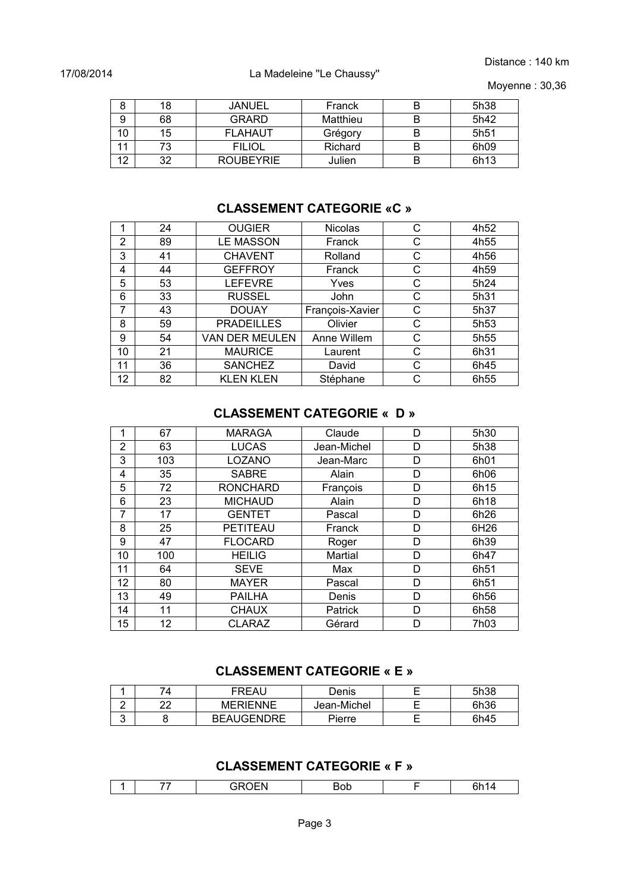| 8 | 18 | JANUEL | Franck | B | 5h38 |
|---|---|---|---|---|---|
| 9 | 68 | GRARD | Matthieu | B | 5h42 |
| 10 | 15 | FLAHAUT | Grégory | B | 5h51 |
| 11 | 73 | FILIOL | Richard | B | 6h09 |
| 12 | 32 | ROUBEYRIE | Julien | B | 6h13 |

## CLASSEMENT CATEGORIE «C »

| 1 | 24 | OUGIER | Nicolas | C | 4h52 |
|---|---|---|---|---|---|
| 2 | 89 | LE MASSON | Franck | C | 4h55 |
| 3 | 41 | CHAVENT | Rolland | C | 4h56 |
| 4 | 44 | GEFFROY | Franck | C | 4h59 |
| 5 | 53 | LEFEVRE | Yves | C | 5h24 |
| 6 | 33 | RUSSEL | John | C | 5h31 |
| 7 | 43 | DOUAY | François-Xavier | C | 5h37 |
| 8 | 59 | PRADEILLES | Olivier | C | 5h53 |
| 9 | 54 | VAN DER MEULEN | Anne Willem | C | 5h55 |
| 10 | 21 | MAURICE | Laurent | C | 6h31 |
| 11 | 36 | SANCHEZ | David | C | 6h45 |
| 12 | 82 | KLEN KLEN | Stéphane | C | 6h55 |

## CLASSEMENT CATEGORIE « D »

| 1 | 67 | MARAGA | Claude | D | 5h30 |
|---|---|---|---|---|---|
| 2 | 63 | LUCAS | Jean-Michel | D | 5h38 |
| 3 | 103 | LOZANO | Jean-Marc | D | 6h01 |
| 4 | 35 | SABRE | Alain | D | 6h06 |
| 5 | 72 | RONCHARD | François | D | 6h15 |
| 6 | 23 | MICHAUD | Alain | D | 6h18 |
| 7 | 17 | GENTET | Pascal | D | 6h26 |
| 8 | 25 | PETITEAU | Franck | D | 6H26 |
| 9 | 47 | FLOCARD | Roger | D | 6h39 |
| 10 | 100 | HEILIG | Martial | D | 6h47 |
| 11 | 64 | SEVE | Max | D | 6h51 |
| 12 | 80 | MAYER | Pascal | D | 6h51 |
| 13 | 49 | PAILHA | Denis | D | 6h56 |
| 14 | 11 | CHAUX | Patrick | D | 6h58 |
| 15 | 12 | CLARAZ | Gérard | D | 7h03 |

## CLASSEMENT CATEGORIE « E »

| 1 | 74 | FREAU | Denis | E | 5h38 |
|---|---|---|---|---|---|
| 2 | 22 | MERIENNE | Jean-Michel | E | 6h36 |
| 3 | 8 | BEAUGENDRE | Pierre | E | 6h45 |

## CLASSEMENT CATEGORIE « F »

| 1 | 77 | GROEN | Bob | F | 6h14 |
|---|---|---|---|---|---|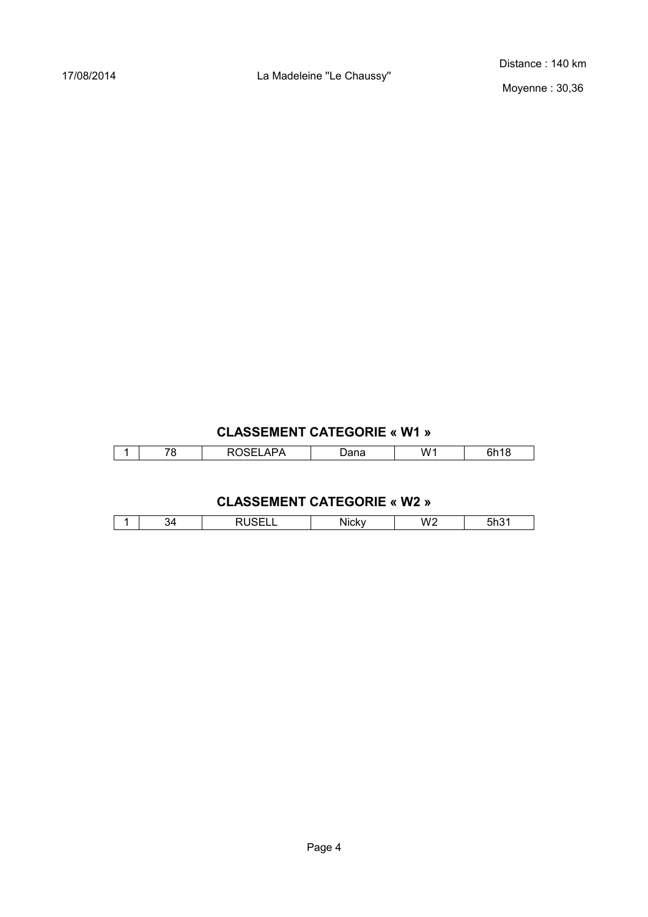17/08/2014 La Madeleine "Le Chaussy"

Distance : 140 km

Moyenne : 30,36

## CLASSEMENT CATEGORIE « W1 »

| | | | | | |
|---|---|---|---|---|---|
| 1 | 78 | ROSELAPA | Dana | W1 | 6h18 |

## CLASSEMENT CATEGORIE « W2 »

| | | | | | |
|---|---|---|---|---|---|
| 1 | 34 | RUSELL | Nicky | W2 | 5h31 |